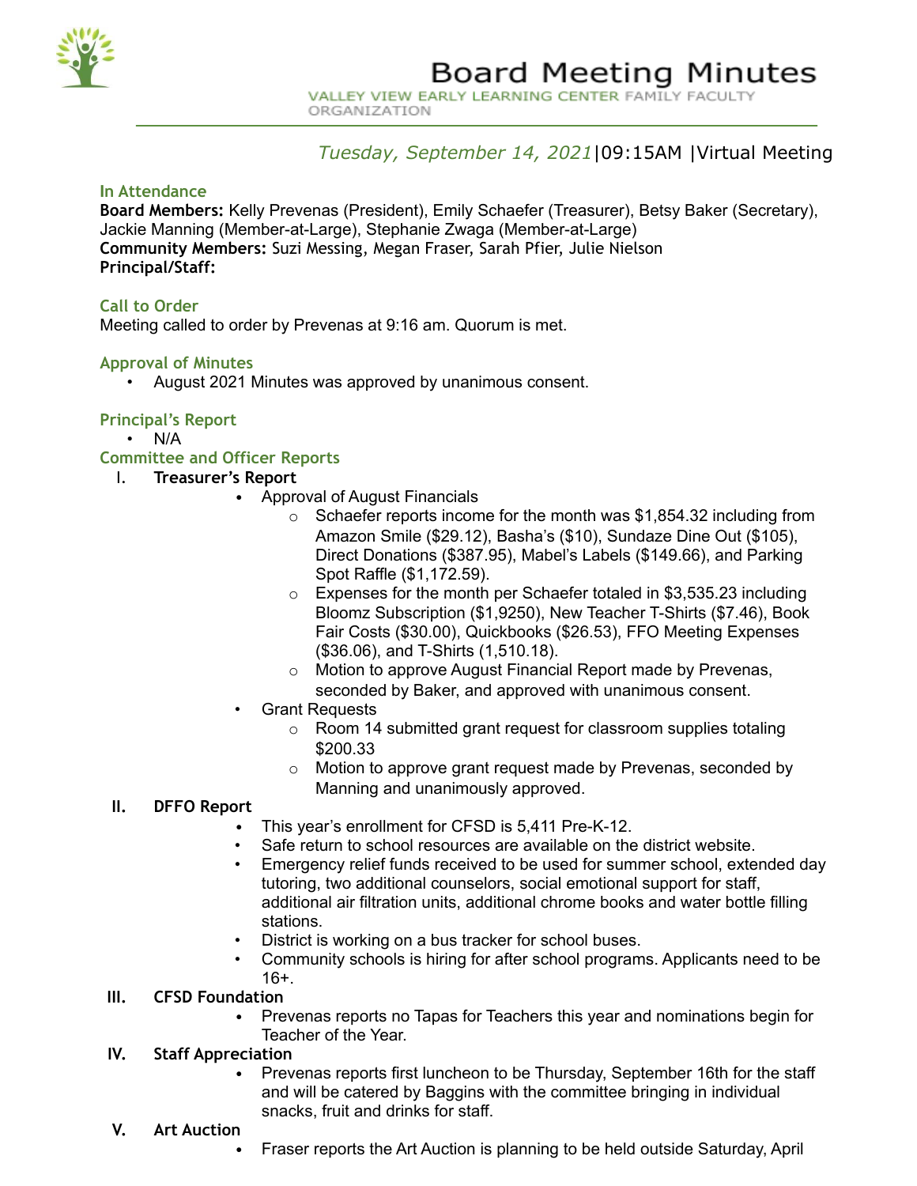# Board Meeting Minutes

VALLEY VIEW EARLY LEARNING CENTER FAMILY FACULTY ORGANIZATION

*Tuesday, September 14, 2021*|09:15AM |Virtual Meeting

## In Attendance

**Board Members:** Kelly Prevenas (President), Emily Schaefer (Treasurer), Betsy Baker (Secretary), Jackie Manning (Member-at-Large), Stephanie Zwaga (Member-at-Large)
**Community Members:** Suzi Messing, Megan Fraser, Sarah Pfier, Julie Nielson
**Principal/Staff:**

## Call to Order

Meeting called to order by Prevenas at 9:16 am. Quorum is met.

## Approval of Minutes

- August 2021 Minutes was approved by unanimous consent.

## Principal's Report

- N/A

## Committee and Officer Reports

### I. Treasurer's Report

- Approval of August Financials
  - Schaefer reports income for the month was $1,854.32 including from Amazon Smile ($29.12), Basha's ($10), Sundaze Dine Out ($105), Direct Donations ($387.95), Mabel's Labels ($149.66), and Parking Spot Raffle ($1,172.59).
  - Expenses for the month per Schaefer totaled in $3,535.23 including Bloomz Subscription ($1,9250), New Teacher T-Shirts ($7.46), Book Fair Costs ($30.00), Quickbooks ($26.53), FFO Meeting Expenses ($36.06), and T-Shirts (1,510.18).
  - Motion to approve August Financial Report made by Prevenas, seconded by Baker, and approved with unanimous consent.
- Grant Requests
  - Room 14 submitted grant request for classroom supplies totaling $200.33
  - Motion to approve grant request made by Prevenas, seconded by Manning and unanimously approved.

### II. DFFO Report

- This year's enrollment for CFSD is 5,411 Pre-K-12.
- Safe return to school resources are available on the district website.
- Emergency relief funds received to be used for summer school, extended day tutoring, two additional counselors, social emotional support for staff, additional air filtration units, additional chrome books and water bottle filling stations.
- District is working on a bus tracker for school buses.
- Community schools is hiring for after school programs. Applicants need to be 16+.

### III. CFSD Foundation

- Prevenas reports no Tapas for Teachers this year and nominations begin for Teacher of the Year.

### IV. Staff Appreciation

- Prevenas reports first luncheon to be Thursday, September 16th for the staff and will be catered by Baggins with the committee bringing in individual snacks, fruit and drinks for staff.

### V. Art Auction

- Fraser reports the Art Auction is planning to be held outside Saturday, April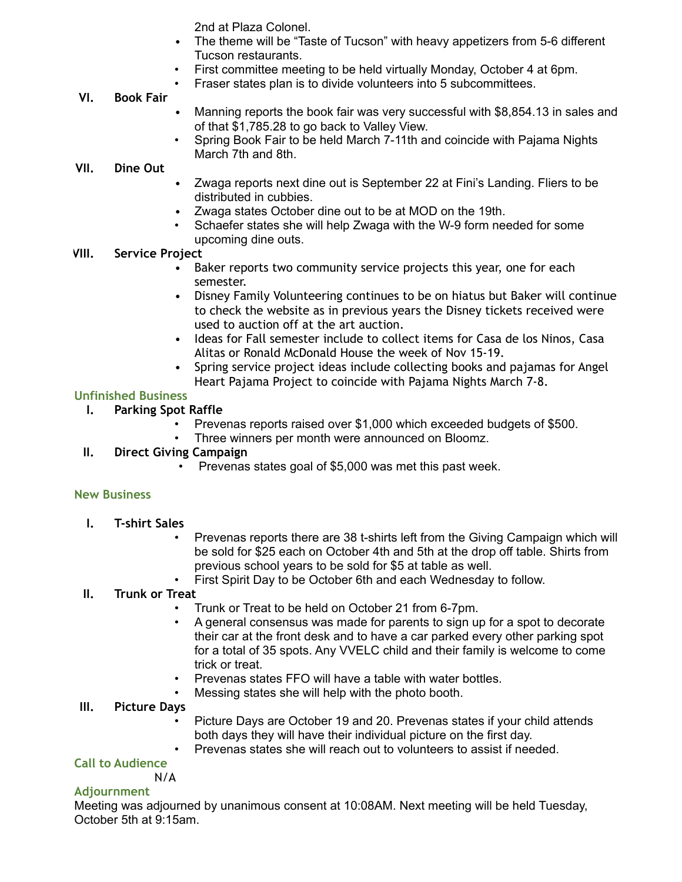2nd at Plaza Colonel.
- The theme will be "Taste of Tucson" with heavy appetizers from 5-6 different Tucson restaurants.
- First committee meeting to be held virtually Monday, October 4 at 6pm.
- Fraser states plan is to divide volunteers into 5 subcommittees.

**VI. Book Fair**

- Manning reports the book fair was very successful with $8,854.13 in sales and of that $1,785.28 to go back to Valley View.
- Spring Book Fair to be held March 7-11th and coincide with Pajama Nights March 7th and 8th.

**VII. Dine Out**

- Zwaga reports next dine out is September 22 at Fini's Landing. Fliers to be distributed in cubbies.
- Zwaga states October dine out to be at MOD on the 19th.
- Schaefer states she will help Zwaga with the W-9 form needed for some upcoming dine outs.

**VIII. Service Project**

- Baker reports two community service projects this year, one for each semester.
- Disney Family Volunteering continues to be on hiatus but Baker will continue to check the website as in previous years the Disney tickets received were used to auction off at the art auction.
- Ideas for Fall semester include to collect items for Casa de los Ninos, Casa Alitas or Ronald McDonald House the week of Nov 15-19.
- Spring service project ideas include collecting books and pajamas for Angel Heart Pajama Project to coincide with Pajama Nights March 7-8.

## Unfinished Business

**I. Parking Spot Raffle**

- Prevenas reports raised over $1,000 which exceeded budgets of $500.
- Three winners per month were announced on Bloomz.

**II. Direct Giving Campaign**

- Prevenas states goal of $5,000 was met this past week.

## New Business

**I. T-shirt Sales**

- Prevenas reports there are 38 t-shirts left from the Giving Campaign which will be sold for $25 each on October 4th and 5th at the drop off table. Shirts from previous school years to be sold for $5 at table as well.
- First Spirit Day to be October 6th and each Wednesday to follow.

**II. Trunk or Treat**

- Trunk or Treat to be held on October 21 from 6-7pm.
- A general consensus was made for parents to sign up for a spot to decorate their car at the front desk and to have a car parked every other parking spot for a total of 35 spots. Any VVELC child and their family is welcome to come trick or treat.
- Prevenas states FFO will have a table with water bottles.
- Messing states she will help with the photo booth.

**III. Picture Days**

- Picture Days are October 19 and 20. Prevenas states if your child attends both days they will have their individual picture on the first day.
- Prevenas states she will reach out to volunteers to assist if needed.

## Call to Audience

N/A

## Adjournment

Meeting was adjourned by unanimous consent at 10:08AM. Next meeting will be held Tuesday, October 5th at 9:15am.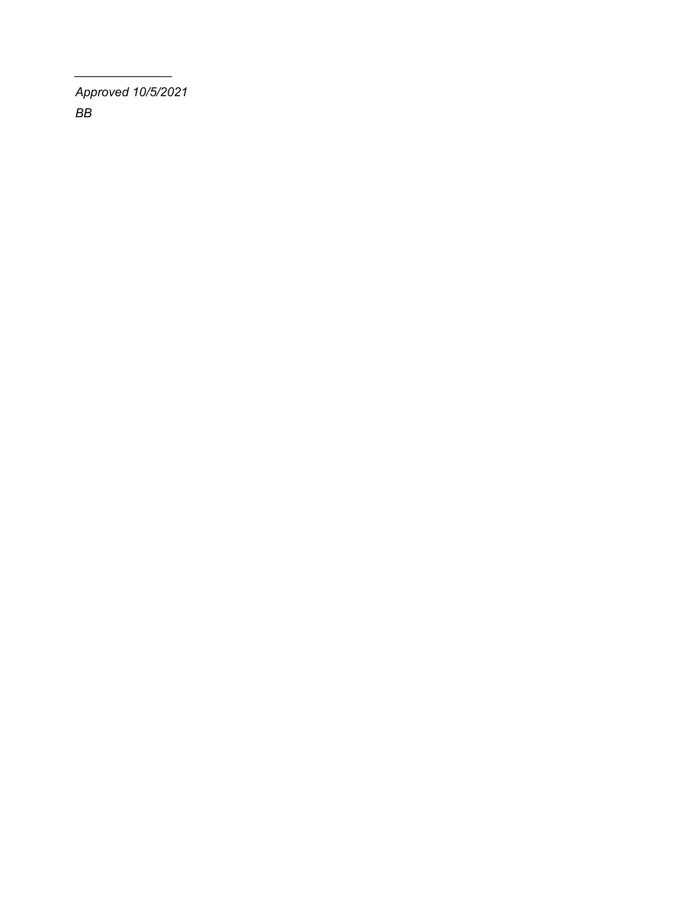______________

*Approved 10/5/2021*

*BB*